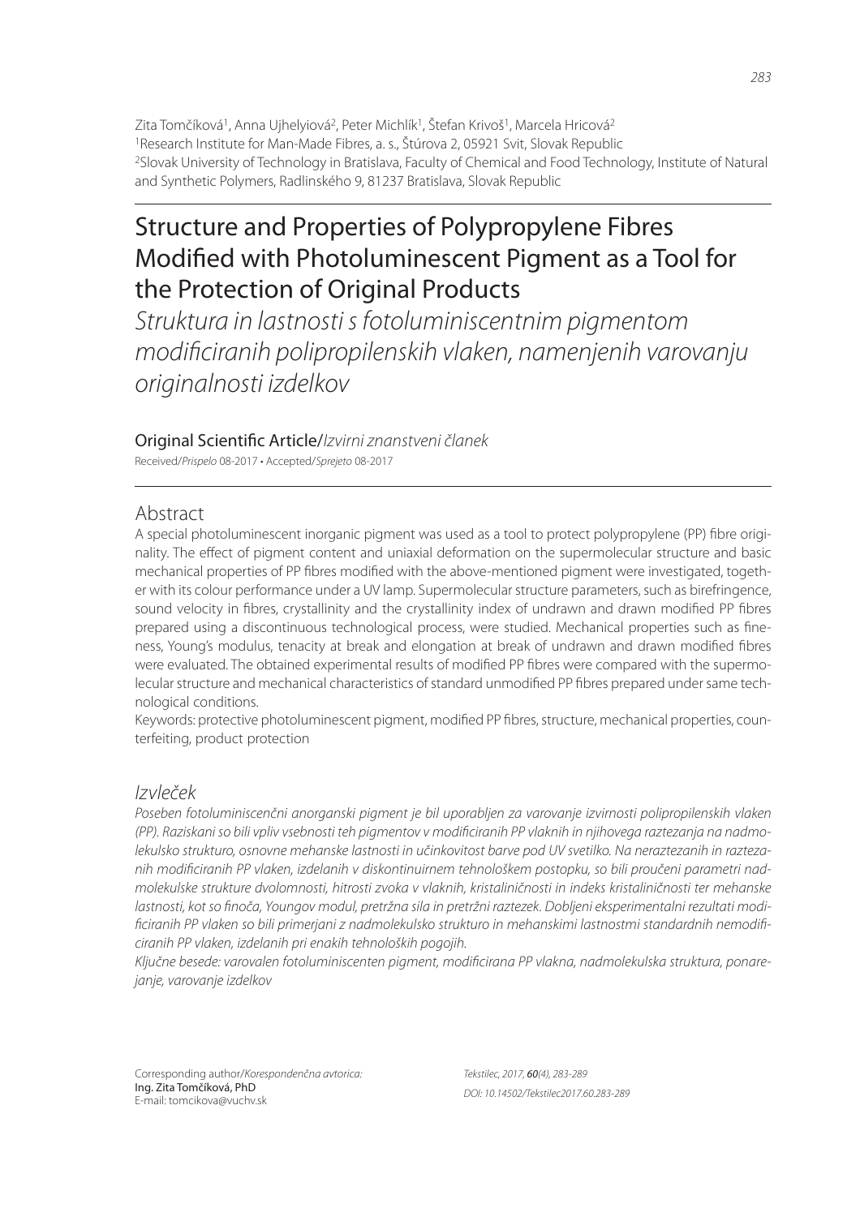Zita Tomčíková[1], Anna Ujhelyiová[2], Peter Michlík[1], Štefan Krivoš[1], Marcela Hricová[2]
[1]Research Institute for Man-Made Fibres, a. s., Štúrova 2, 05921 Svit, Slovak Republic
[2]Slovak University of Technology in Bratislava, Faculty of Chemical and Food Technology, Institute of Natural and Synthetic Polymers, Radlinského 9, 81237 Bratislava, Slovak Republic

# Structure and Properties of Polypropylene Fibres Modified with Photoluminescent Pigment as a Tool for the Protection of Original Products

*Struktura in lastnosti s fotoluminiscentnim pigmentom modificiranih polipropilenskih vlaken, namenjenih varovanju originalnosti izdelkov*

Original Scientific Article/*Izvirni znanstveni članek*

Received/*Prispelo* 08-2017 • Accepted/*Sprejeto* 08-2017

## Abstract

A special photoluminescent inorganic pigment was used as a tool to protect polypropylene (PP) fibre originality. The effect of pigment content and uniaxial deformation on the supermolecular structure and basic mechanical properties of PP fibres modified with the above-mentioned pigment were investigated, together with its colour performance under a UV lamp. Supermolecular structure parameters, such as birefringence, sound velocity in fibres, crystallinity and the crystallinity index of undrawn and drawn modified PP fibres prepared using a discontinuous technological process, were studied. Mechanical properties such as fineness, Young's modulus, tenacity at break and elongation at break of undrawn and drawn modified fibres were evaluated. The obtained experimental results of modified PP fibres were compared with the supermolecular structure and mechanical characteristics of standard unmodified PP fibres prepared under same technological conditions.

Keywords: protective photoluminescent pigment, modified PP fibres, structure, mechanical properties, counterfeiting, product protection

## *Izvleček*

*Poseben fotoluminiscenčni anorganski pigment je bil uporabljen za varovanje izvirnosti polipropilenskih vlaken (PP). Raziskani so bili vpliv vsebnosti teh pigmentov v modificiranih PP vlaknih in njihovega raztezanja na nadmolekulsko strukturo, osnovne mehanske lastnosti in učinkovitost barve pod UV svetilko. Na neraztezanih in raztezanih modificiranih PP vlaken, izdelanih v diskontinuirnem tehnološkem postopku, so bili proučeni parametri nadmolekulske strukture dvolomnosti, hitrosti zvoka v vlaknih, kristaliničnosti in indeks kristaliničnosti ter mehanske lastnosti, kot so finoča, Youngov modul, pretržna sila in pretržni raztezek. Dobljeni eksperimentalni rezultati modificiranih PP vlaken so bili primerjani z nadmolekulsko strukturo in mehanskimi lastnostmi standardnih nemodificiranih PP vlaken, izdelanih pri enakih tehnoloških pogojih.*

*Ključne besede: varovalen fotoluminiscenten pigment, modificirana PP vlakna, nadmolekulska struktura, ponarejanje, varovanje izdelkov*

Corresponding author/*Korespondenčna avtorica:*
Ing. Zita Tomčíková, PhD
E-mail: tomcikova@vuchv.sk

*Tekstilec, 2017, 60(4), 283-289*
*DOI: 10.14502/Tekstilec2017.60.283-289*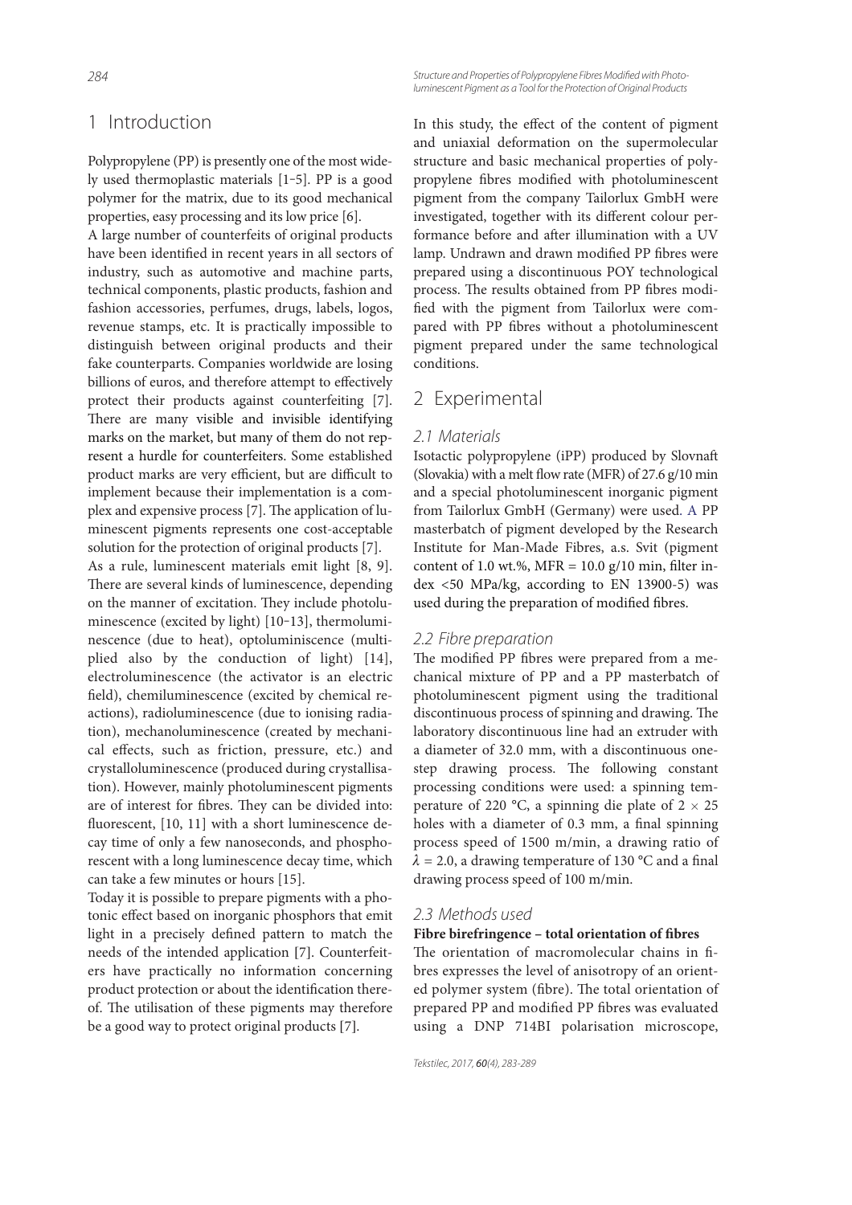# 1 Introduction

Polypropylene (PP) is presently one of the most widely used thermoplastic materials [1‒5]. PP is a good polymer for the matrix, due to its good mechanical properties, easy processing and its low price [6].

A large number of counterfeits of original products have been identified in recent years in all sectors of industry, such as automotive and machine parts, technical components, plastic products, fashion and fashion accessories, perfumes, drugs, labels, logos, revenue stamps, etc. It is practically impossible to distinguish between original products and their fake counterparts. Companies worldwide are losing billions of euros, and therefore attempt to effectively protect their products against counterfeiting [7]. There are many visible and invisible identifying marks on the market, but many of them do not represent a hurdle for counterfeiters. Some established product marks are very efficient, but are difficult to implement because their implementation is a complex and expensive process [7]. The application of luminescent pigments represents one cost-acceptable solution for the protection of original products [7].

As a rule, luminescent materials emit light [8, 9]. There are several kinds of luminescence, depending on the manner of excitation. They include photoluminescence (excited by light) [10‒13], thermoluminescence (due to heat), optoluminiscence (multiplied also by the conduction of light) [14], electroluminescence (the activator is an electric field), chemiluminescence (excited by chemical reactions), radioluminescence (due to ionising radiation), mechanoluminescence (created by mechanical effects, such as friction, pressure, etc.) and crystalloluminescence (produced during crystallisation). However, mainly photoluminescent pigments are of interest for fibres. They can be divided into: fluorescent, [10, 11] with a short luminescence decay time of only a few nanoseconds, and phosphorescent with a long luminescence decay time, which can take a few minutes or hours [15].

Today it is possible to prepare pigments with a photonic effect based on inorganic phosphors that emit light in a precisely defined pattern to match the needs of the intended application [7]. Counterfeiters have practically no information concerning product protection or about the identification thereof. The utilisation of these pigments may therefore be a good way to protect original products [7].

In this study, the effect of the content of pigment and uniaxial deformation on the supermolecular structure and basic mechanical properties of polypropylene fibres modified with photoluminescent pigment from the company Tailorlux GmbH were investigated, together with its different colour performance before and after illumination with a UV lamp. Undrawn and drawn modified PP fibres were prepared using a discontinuous POY technological process. The results obtained from PP fibres modified with the pigment from Tailorlux were compared with PP fibres without a photoluminescent pigment prepared under the same technological conditions.

# 2 Experimental

## 2.1 Materials

Isotactic polypropylene (iPP) produced by Slovnaft (Slovakia) with a melt flow rate (MFR) of 27.6 g/10 min and a special photoluminescent inorganic pigment from Tailorlux GmbH (Germany) were used. A PP masterbatch of pigment developed by the Research Institute for Man-Made Fibres, a.s. Svit (pigment content of 1.0 wt.%, MFR = 10.0 g/10 min, filter index <50 MPa/kg, according to EN 13900-5) was used during the preparation of modified fibres.

## 2.2 Fibre preparation

The modified PP fibres were prepared from a mechanical mixture of PP and a PP masterbatch of photoluminescent pigment using the traditional discontinuous process of spinning and drawing. The laboratory discontinuous line had an extruder with a diameter of 32.0 mm, with a discontinuous one-step drawing process. The following constant processing conditions were used: a spinning temperature of 220 °C, a spinning die plate of 2 × 25 holes with a diameter of 0.3 mm, a final spinning process speed of 1500 m/min, a drawing ratio of $\lambda$ = 2.0, a drawing temperature of 130 °C and a final drawing process speed of 100 m/min.

## 2.3 Methods used

**Fibre birefringence – total orientation of fibres**

The orientation of macromolecular chains in fibres expresses the level of anisotropy of an oriented polymer system (fibre). The total orientation of prepared PP and modified PP fibres was evaluated using a DNP 714BI polarisation microscope,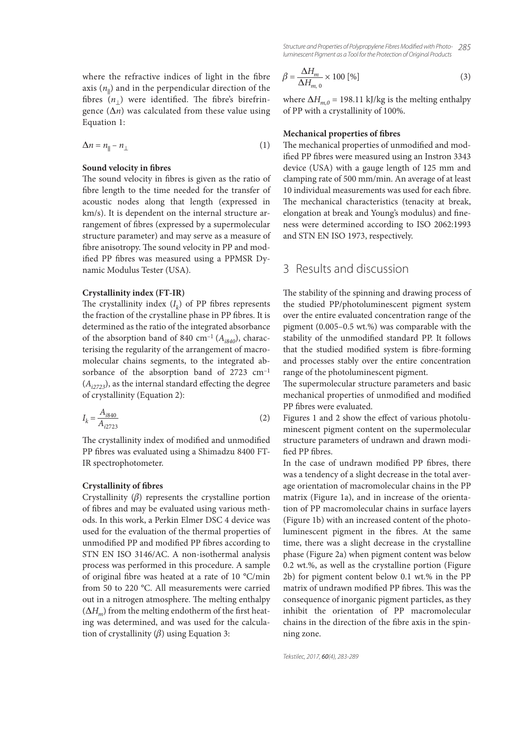where the refractive indices of light in the fibre axis ($n_{\parallel}$) and in the perpendicular direction of the fibres ($n_{\perp}$) were identified. The fibre's birefringence ($\Delta n$) was calculated from these value using Equation 1:

$$\Delta n = n_{\parallel} - n_{\perp} \tag{1}$$

**Sound velocity in fibres**

The sound velocity in fibres is given as the ratio of fibre length to the time needed for the transfer of acoustic nodes along that length (expressed in km/s). It is dependent on the internal structure arrangement of fibres (expressed by a supermolecular structure parameter) and may serve as a measure of fibre anisotropy. The sound velocity in PP and modified PP fibres was measured using a PPMSR Dynamic Modulus Tester (USA).

**Crystallinity index (FT-IR)**

The crystallinity index ($I_k$) of PP fibres represents the fraction of the crystalline phase in PP fibres. It is determined as the ratio of the integrated absorbance of the absorption band of 840 cm$^{-1}$ ($A_{i840}$), characterising the regularity of the arrangement of macromolecular chains segments, to the integrated absorbance of the absorption band of 2723 cm$^{-1}$ ($A_{i2723}$), as the internal standard effecting the degree of crystallinity (Equation 2):

$$I_k = \frac{A_{i840}}{A_{i2723}} \tag{2}$$

The crystallinity index of modified and unmodified PP fibres was evaluated using a Shimadzu 8400 FT-IR spectrophotometer.

**Crystallinity of fibres**

Crystallinity ($\beta$) represents the crystalline portion of fibres and may be evaluated using various methods. In this work, a Perkin Elmer DSC 4 device was used for the evaluation of the thermal properties of unmodified PP and modified PP fibres according to STN EN ISO 3146/AC. A non-isothermal analysis process was performed in this procedure. A sample of original fibre was heated at a rate of 10 °C/min from 50 to 220 °C. All measurements were carried out in a nitrogen atmosphere. The melting enthalpy ($\Delta H_m$) from the melting endotherm of the first heating was determined, and was used for the calculation of crystallinity ($\beta$) using Equation 3:

$$\beta = \frac{\Delta H_m}{\Delta H_{m,0}} \times 100\ [\%] \tag{3}$$

where $\Delta H_{m,0}$ = 198.11 kJ/kg is the melting enthalpy of PP with a crystallinity of 100%.

**Mechanical properties of fibres**

The mechanical properties of unmodified and modified PP fibres were measured using an Instron 3343 device (USA) with a gauge length of 125 mm and clamping rate of 500 mm/min. An average of at least 10 individual measurements was used for each fibre. The mechanical characteristics (tenacity at break, elongation at break and Young's modulus) and fineness were determined according to ISO 2062:1993 and STN EN ISO 1973, respectively.

## 3 Results and discussion

The stability of the spinning and drawing process of the studied PP/photoluminescent pigment system over the entire evaluated concentration range of the pigment (0.005–0.5 wt.%) was comparable with the stability of the unmodified standard PP. It follows that the studied modified system is fibre-forming and processes stably over the entire concentration range of the photoluminescent pigment.

The supermolecular structure parameters and basic mechanical properties of unmodified and modified PP fibres were evaluated.

Figures 1 and 2 show the effect of various photoluminescent pigment content on the supermolecular structure parameters of undrawn and drawn modified PP fibres.

In the case of undrawn modified PP fibres, there was a tendency of a slight decrease in the total average orientation of macromolecular chains in the PP matrix (Figure 1a), and in increase of the orientation of PP macromolecular chains in surface layers (Figure 1b) with an increased content of the photoluminescent pigment in the fibres. At the same time, there was a slight decrease in the crystalline phase (Figure 2a) when pigment content was below 0.2 wt.%, as well as the crystalline portion (Figure 2b) for pigment content below 0.1 wt.% in the PP matrix of undrawn modified PP fibres. This was the consequence of inorganic pigment particles, as they inhibit the orientation of PP macromolecular chains in the direction of the fibre axis in the spinning zone.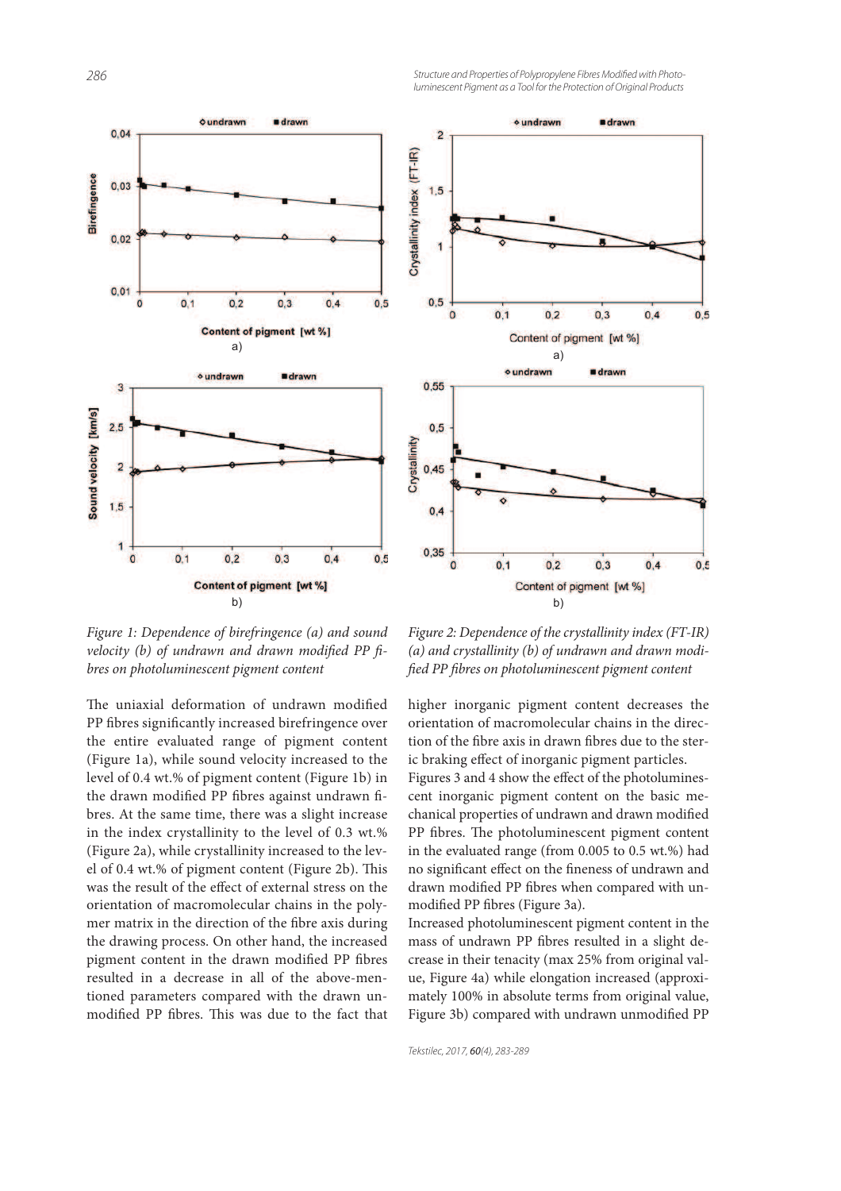Figure 1: Dependence of birefringence (a) and sound velocity (b) of undrawn and drawn modified PP fibres on photoluminescent pigment content

Figure 2: Dependence of the crystallinity index (FT-IR) (a) and crystallinity (b) of undrawn and drawn modified PP fibres on photoluminescent pigment content

The uniaxial deformation of undrawn modified PP fibres significantly increased birefringence over the entire evaluated range of pigment content (Figure 1a), while sound velocity increased to the level of 0.4 wt.% of pigment content (Figure 1b) in the drawn modified PP fibres against undrawn fibres. At the same time, there was a slight increase in the index crystallinity to the level of 0.3 wt.% (Figure 2a), while crystallinity increased to the level of 0.4 wt.% of pigment content (Figure 2b). This was the result of the effect of external stress on the orientation of macromolecular chains in the polymer matrix in the direction of the fibre axis during the drawing process. On other hand, the increased pigment content in the drawn modified PP fibres resulted in a decrease in all of the above-mentioned parameters compared with the drawn unmodified PP fibres. This was due to the fact that higher inorganic pigment content decreases the orientation of macromolecular chains in the direction of the fibre axis in drawn fibres due to the steric braking effect of inorganic pigment particles.

Figures 3 and 4 show the effect of the photoluminescent inorganic pigment content on the basic mechanical properties of undrawn and drawn modified PP fibres. The photoluminescent pigment content in the evaluated range (from 0.005 to 0.5 wt.%) had no significant effect on the fineness of undrawn and drawn modified PP fibres when compared with unmodified PP fibres (Figure 3a).

Increased photoluminescent pigment content in the mass of undrawn PP fibres resulted in a slight decrease in their tenacity (max 25% from original value, Figure 4a) while elongation increased (approximately 100% in absolute terms from original value, Figure 3b) compared with undrawn unmodified PP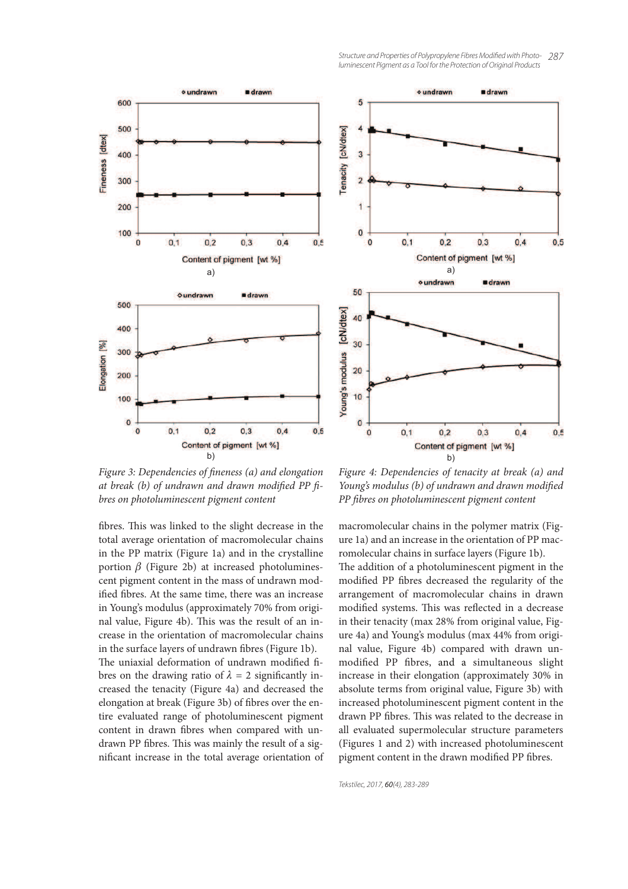Figure 3: Dependencies of fineness (a) and elongation at break (b) of undrawn and drawn modified PP fibres on photoluminescent pigment content

Figure 4: Dependencies of tenacity at break (a) and Young's modulus (b) of undrawn and drawn modified PP fibres on photoluminescent pigment content

fibres. This was linked to the slight decrease in the total average orientation of macromolecular chains in the PP matrix (Figure 1a) and in the crystalline portion $\beta$ (Figure 2b) at increased photoluminescent pigment content in the mass of undrawn modified fibres. At the same time, there was an increase in Young's modulus (approximately 70% from original value, Figure 4b). This was the result of an increase in the orientation of macromolecular chains in the surface layers of undrawn fibres (Figure 1b).

The uniaxial deformation of undrawn modified fibres on the drawing ratio of $\lambda$ = 2 significantly increased the tenacity (Figure 4a) and decreased the elongation at break (Figure 3b) of fibres over the entire evaluated range of photoluminescent pigment content in drawn fibres when compared with undrawn PP fibres. This was mainly the result of a significant increase in the total average orientation of macromolecular chains in the polymer matrix (Figure 1a) and an increase in the orientation of PP macromolecular chains in surface layers (Figure 1b).

The addition of a photoluminescent pigment in the modified PP fibres decreased the regularity of the arrangement of macromolecular chains in drawn modified systems. This was reflected in a decrease in their tenacity (max 28% from original value, Figure 4a) and Young's modulus (max 44% from original value, Figure 4b) compared with drawn unmodified PP fibres, and a simultaneous slight increase in their elongation (approximately 30% in absolute terms from original value, Figure 3b) with increased photoluminescent pigment content in the drawn PP fibres. This was related to the decrease in all evaluated supermolecular structure parameters (Figures 1 and 2) with increased photoluminescent pigment content in the drawn modified PP fibres.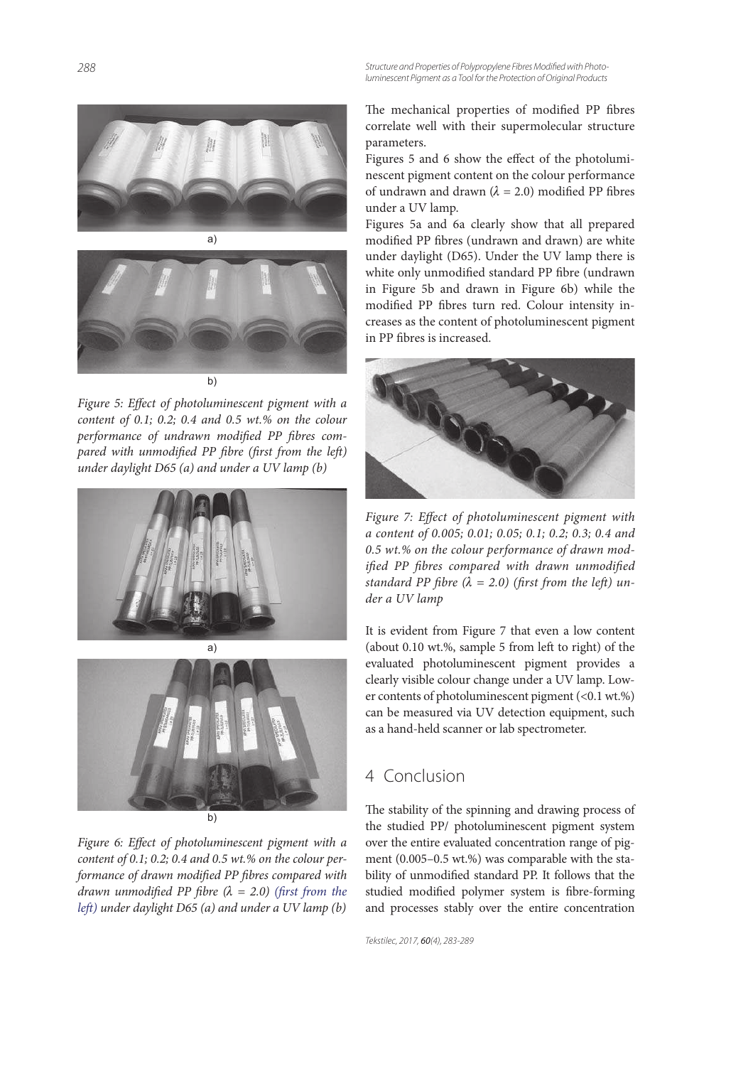Figure 5: Effect of photoluminescent pigment with a content of 0.1; 0.2; 0.4 and 0.5 wt.% on the colour performance of undrawn modified PP fibres compared with unmodified PP fibre (first from the left) under daylight D65 (a) and under a UV lamp (b)

Figure 6: Effect of photoluminescent pigment with a content of 0.1; 0.2; 0.4 and 0.5 wt.% on the colour performance of drawn modified PP fibres compared with drawn unmodified PP fibre ($\lambda = 2.0$) (first from the left) under daylight D65 (a) and under a UV lamp (b)

The mechanical properties of modified PP fibres correlate well with their supermolecular structure parameters.

Figures 5 and 6 show the effect of the photoluminescent pigment content on the colour performance of undrawn and drawn ($\lambda = 2.0$) modified PP fibres under a UV lamp.

Figures 5a and 6a clearly show that all prepared modified PP fibres (undrawn and drawn) are white under daylight (D65). Under the UV lamp there is white only unmodified standard PP fibre (undrawn in Figure 5b and drawn in Figure 6b) while the modified PP fibres turn red. Colour intensity increases as the content of photoluminescent pigment in PP fibres is increased.

Figure 7: Effect of photoluminescent pigment with a content of 0.005; 0.01; 0.05; 0.1; 0.2; 0.3; 0.4 and 0.5 wt.% on the colour performance of drawn modified PP fibres compared with drawn unmodified standard PP fibre ($\lambda = 2.0$) (first from the left) under a UV lamp

It is evident from Figure 7 that even a low content (about 0.10 wt.%, sample 5 from left to right) of the evaluated photoluminescent pigment provides a clearly visible colour change under a UV lamp. Lower contents of photoluminescent pigment (<0.1 wt.%) can be measured via UV detection equipment, such as a hand-held scanner or lab spectrometer.

## 4 Conclusion

The stability of the spinning and drawing process of the studied PP/ photoluminescent pigment system over the entire evaluated concentration range of pigment (0.005–0.5 wt.%) was comparable with the stability of unmodified standard PP. It follows that the studied modified polymer system is fibre-forming and processes stably over the entire concentration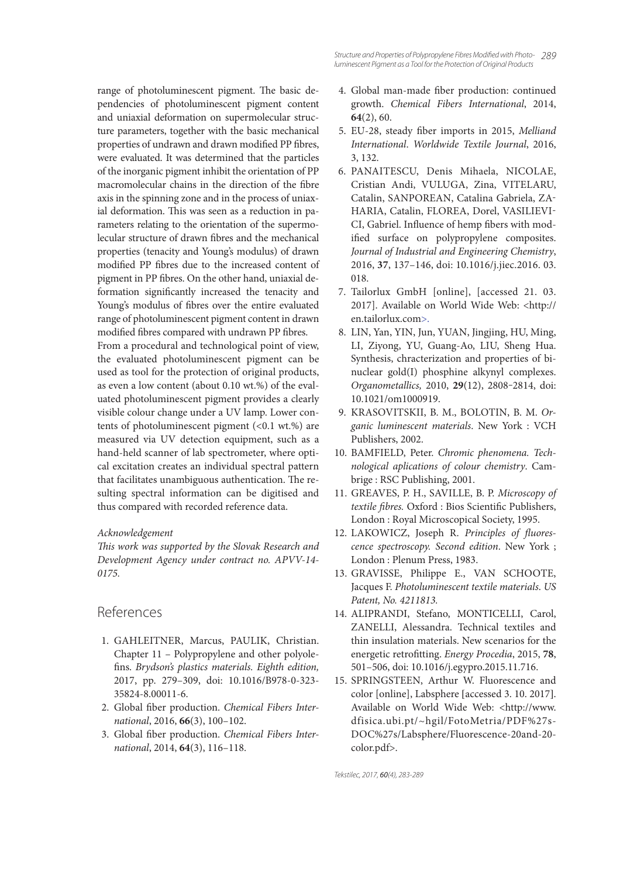range of photoluminescent pigment. The basic dependencies of photoluminescent pigment content and uniaxial deformation on supermolecular structure parameters, together with the basic mechanical properties of undrawn and drawn modified PP fibres, were evaluated. It was determined that the particles of the inorganic pigment inhibit the orientation of PP macromolecular chains in the direction of the fibre axis in the spinning zone and in the process of uniaxial deformation. This was seen as a reduction in parameters relating to the orientation of the supermolecular structure of drawn fibres and the mechanical properties (tenacity and Young's modulus) of drawn modified PP fibres due to the increased content of pigment in PP fibres. On the other hand, uniaxial deformation significantly increased the tenacity and Young's modulus of fibres over the entire evaluated range of photoluminescent pigment content in drawn modified fibres compared with undrawn PP fibres.

From a procedural and technological point of view, the evaluated photoluminescent pigment can be used as tool for the protection of original products, as even a low content (about 0.10 wt.%) of the evaluated photoluminescent pigment provides a clearly visible colour change under a UV lamp. Lower contents of photoluminescent pigment (<0.1 wt.%) are measured via UV detection equipment, such as a hand-held scanner of lab spectrometer, where optical excitation creates an individual spectral pattern that facilitates unambiguous authentication. The resulting spectral information can be digitised and thus compared with recorded reference data.

*Acknowledgement*

*This work was supported by the Slovak Research and Development Agency under contract no. APVV-14-0175.*

## References

1. GAHLEITNER, Marcus, PAULIK, Christian. Chapter 11 – Polypropylene and other polyolefins. *Brydson's plastics materials. Eighth edition,* 2017, pp. 279–309, doi: 10.1016/B978-0-323-35824-8.00011-6.
2. Global fiber production. *Chemical Fibers International*, 2016, **66**(3), 100–102.
3. Global fiber production. *Chemical Fibers International*, 2014, **64**(3), 116–118.
4. Global man-made fiber production: continued growth. *Chemical Fibers International*, 2014, **64**(2), 60.
5. EU-28, steady fiber imports in 2015, *Melliand International. Worldwide Textile Journal*, 2016, 3, 132.
6. PANAITESCU, Denis Mihaela, NICOLAE, Cristian Andi, VULUGA, Zina, VITELARU, Catalin, SANPOREAN, Catalina Gabriela, ZAHARIA, Catalin, FLOREA, Dorel, VASILIEVICI, Gabriel. Influence of hemp fibers with modified surface on polypropylene composites. *Journal of Industrial and Engineering Chemistry*, 2016, **37**, 137–146, doi: 10.1016/j.jiec.2016. 03. 018.
7. Tailorlux GmbH [online], [accessed 21. 03. 2017]. Available on World Wide Web: <http://en.tailorlux.com>.
8. LIN, Yan, YIN, Jun, YUAN, Jingjing, HU, Ming, LI, Ziyong, YU, Guang-Ao, LIU, Sheng Hua. Synthesis, chracterization and properties of binuclear gold(I) phosphine alkynyl complexes. *Organometallics,* 2010, **29**(12), 2808-2814, doi: 10.1021/om1000919.
9. KRASOVITSKII, B. M., BOLOTIN, B. M. *Organic luminescent materials*. New York : VCH Publishers, 2002.
10. BAMFIELD, Peter. *Chromic phenomena. Technological aplications of colour chemistry*. Cambrige : RSC Publishing, 2001.
11. GREAVES, P. H., SAVILLE, B. P. *Microscopy of textile fibres.* Oxford : Bios Scientific Publishers, London : Royal Microscopical Society, 1995.
12. LAKOWICZ, Joseph R. *Principles of fluorescence spectroscopy. Second edition*. New York ; London : Plenum Press, 1983.
13. GRAVISSE, Philippe E., VAN SCHOOTE, Jacques F. *Photoluminescent textile materials. US Patent, No. 4211813.*
14. ALIPRANDI, Stefano, MONTICELLI, Carol, ZANELLI, Alessandra. Technical textiles and thin insulation materials. New scenarios for the energetic retrofitting. *Energy Procedia*, 2015, **78**, 501–506, doi: 10.1016/j.egypro.2015.11.716.
15. SPRINGSTEEN, Arthur W. Fluorescence and color [online], Labsphere [accessed 3. 10. 2017]. Available on World Wide Web: <http://www.dfisica.ubi.pt/~hgil/FotoMetria/PDF%27s-DOC%27s/Labsphere/Fluorescence-20and-20-color.pdf>.